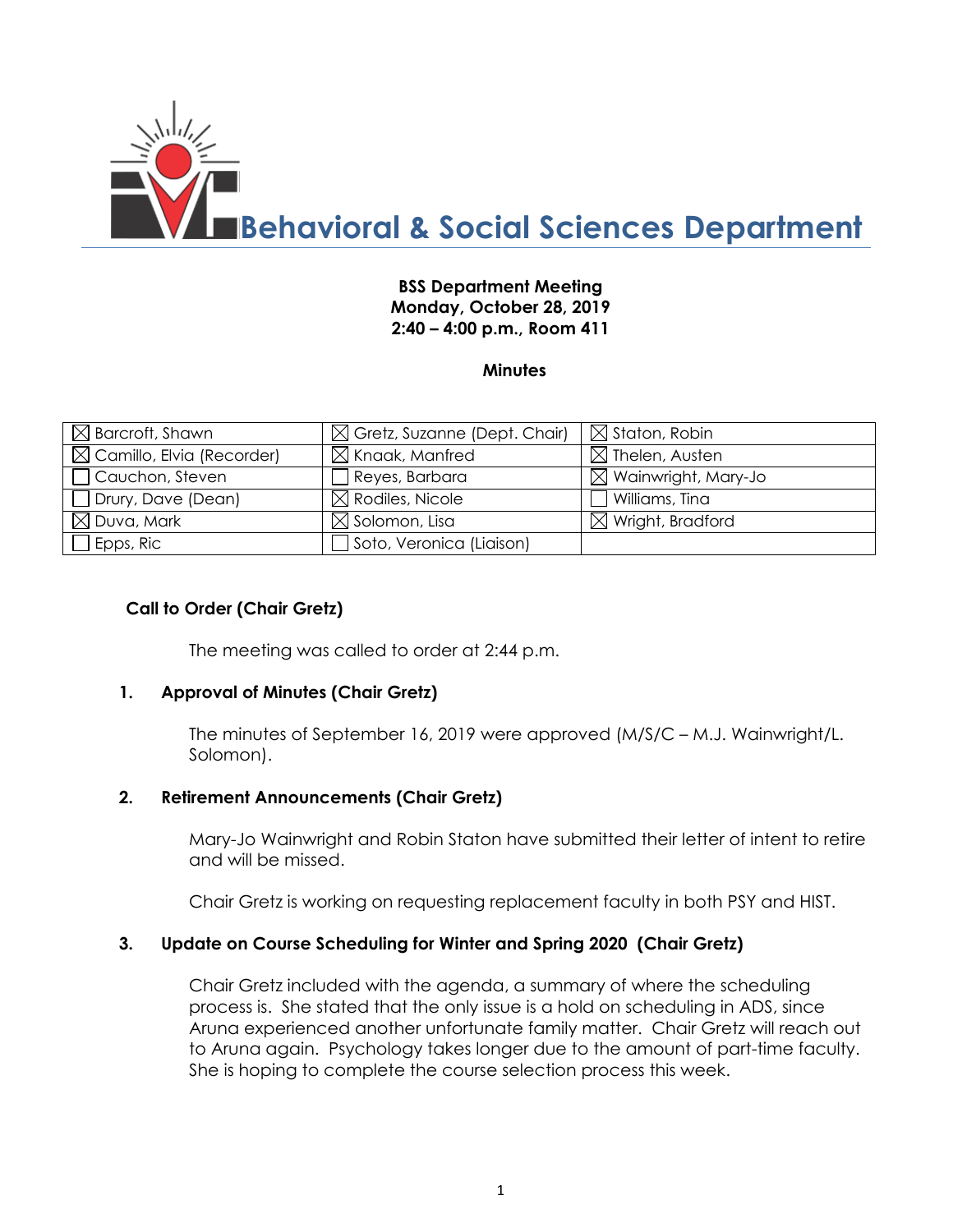# Behavioral & Social Sciences Department

**BSS Department Meeting**
**Monday, October 28, 2019**
**2:40 – 4:00 p.m., Room 411**

**Minutes**

| | | |
|---|---|---|
| ☒ Barcroft, Shawn | ☒ Gretz, Suzanne (Dept. Chair) | ☒ Staton, Robin |
| ☒ Camillo, Elvia (Recorder) | ☒ Knaak, Manfred | ☒ Thelen, Austen |
| ☐ Cauchon, Steven | ☐ Reyes, Barbara | ☒ Wainwright, Mary-Jo |
| ☐ Drury, Dave (Dean) | ☒ Rodiles, Nicole | ☐ Williams, Tina |
| ☒ Duva, Mark | ☒ Solomon, Lisa | ☒ Wright, Bradford |
| ☐ Epps, Ric | ☐ Soto, Veronica (Liaison) | |

**Call to Order (Chair Gretz)**

The meeting was called to order at 2:44 p.m.

**1. Approval of Minutes (Chair Gretz)**

The minutes of September 16, 2019 were approved (M/S/C – M.J. Wainwright/L. Solomon).

**2. Retirement Announcements (Chair Gretz)**

Mary-Jo Wainwright and Robin Staton have submitted their letter of intent to retire and will be missed.

Chair Gretz is working on requesting replacement faculty in both PSY and HIST.

**3. Update on Course Scheduling for Winter and Spring 2020 (Chair Gretz)**

Chair Gretz included with the agenda, a summary of where the scheduling process is. She stated that the only issue is a hold on scheduling in ADS, since Aruna experienced another unfortunate family matter. Chair Gretz will reach out to Aruna again. Psychology takes longer due to the amount of part-time faculty. She is hoping to complete the course selection process this week.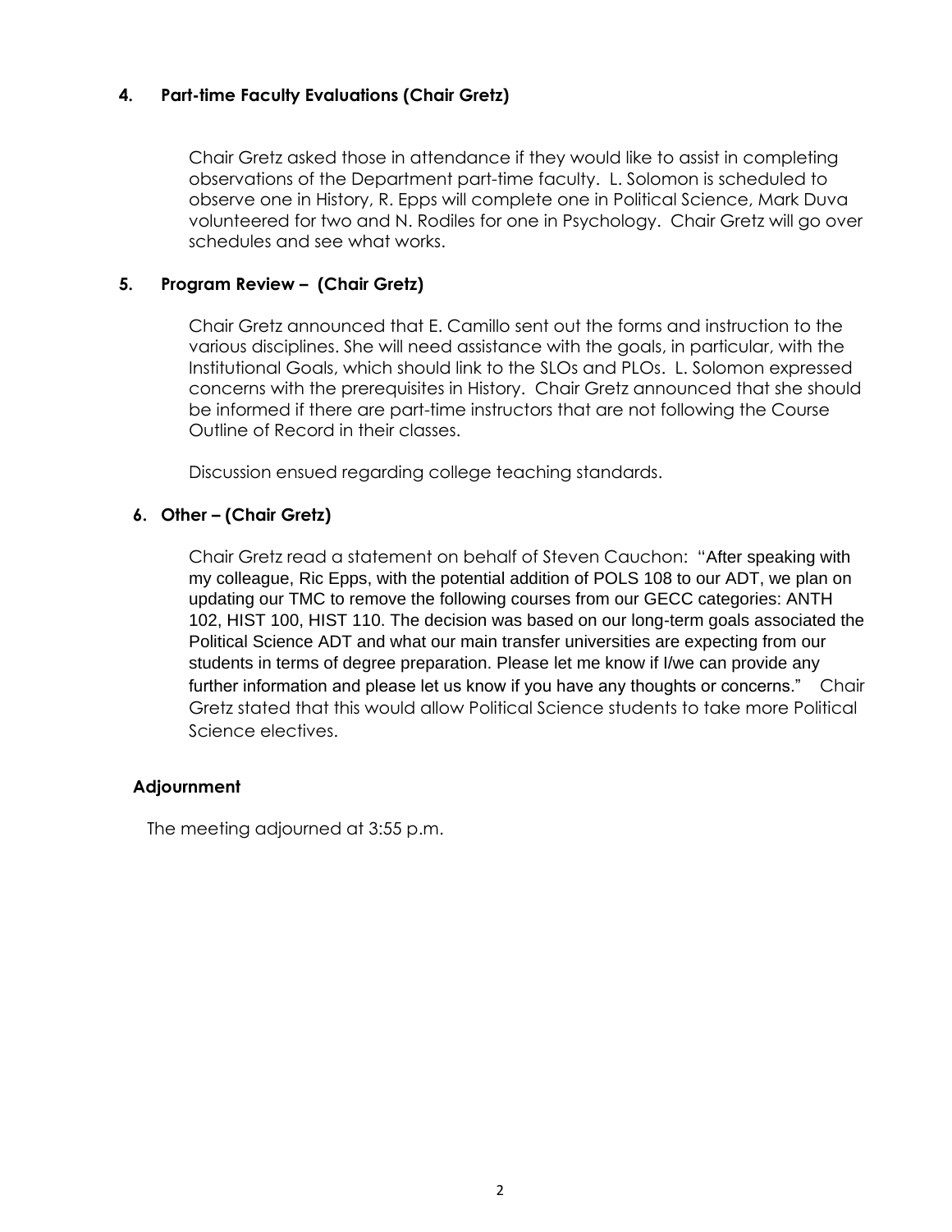## 4. Part-time Faculty Evaluations (Chair Gretz)

Chair Gretz asked those in attendance if they would like to assist in completing observations of the Department part-time faculty. L. Solomon is scheduled to observe one in History, R. Epps will complete one in Political Science, Mark Duva volunteered for two and N. Rodiles for one in Psychology. Chair Gretz will go over schedules and see what works.

## 5. Program Review – (Chair Gretz)

Chair Gretz announced that E. Camillo sent out the forms and instruction to the various disciplines. She will need assistance with the goals, in particular, with the Institutional Goals, which should link to the SLOs and PLOs. L. Solomon expressed concerns with the prerequisites in History. Chair Gretz announced that she should be informed if there are part-time instructors that are not following the Course Outline of Record in their classes.

Discussion ensued regarding college teaching standards.

## 6. Other – (Chair Gretz)

Chair Gretz read a statement on behalf of Steven Cauchon: "After speaking with my colleague, Ric Epps, with the potential addition of POLS 108 to our ADT, we plan on updating our TMC to remove the following courses from our GECC categories: ANTH 102, HIST 100, HIST 110. The decision was based on our long-term goals associated the Political Science ADT and what our main transfer universities are expecting from our students in terms of degree preparation. Please let me know if I/we can provide any further information and please let us know if you have any thoughts or concerns." Chair Gretz stated that this would allow Political Science students to take more Political Science electives.

## Adjournment

The meeting adjourned at 3:55 p.m.